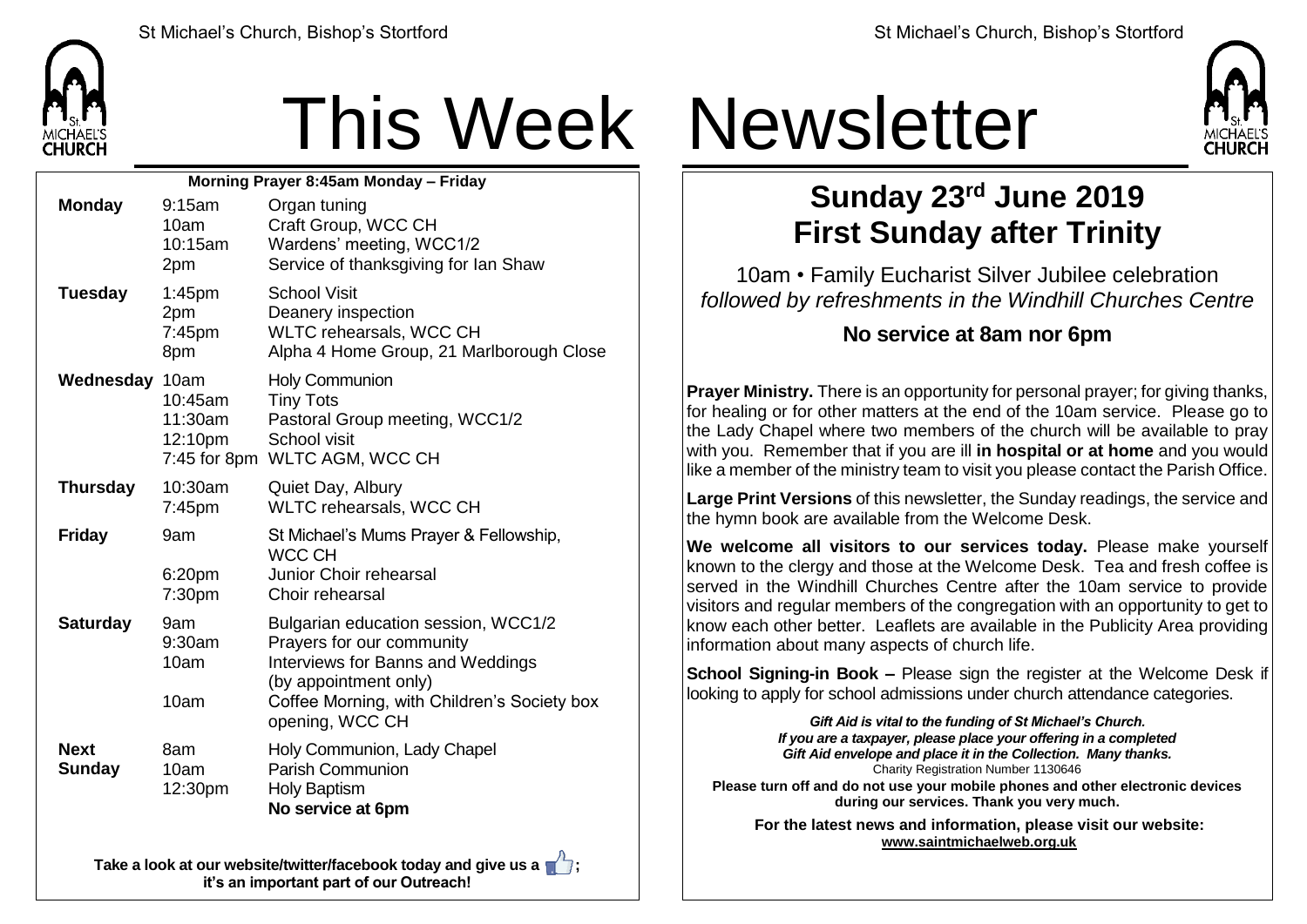# This Week Newsletter

**Morning Prayer 8:45am Monday – Friday**

| Day | Time | Event |
|---|---|---|
| **Monday** | 9:15am | Organ tuning |
| | 10am | Craft Group, WCC CH |
| | 10:15am | Wardens' meeting, WCC1/2 |
| | 2pm | Service of thanksgiving for Ian Shaw |
| **Tuesday** | 1:45pm | School Visit |
| | 2pm | Deanery inspection |
| | 7:45pm | WLTC rehearsals, WCC CH |
| | 8pm | Alpha 4 Home Group, 21 Marlborough Close |
| **Wednesday** | 10am | Holy Communion |
| | 10:45am | Tiny Tots |
| | 11:30am | Pastoral Group meeting, WCC1/2 |
| | 12:10pm | School visit |
| | 7:45 for 8pm | WLTC AGM, WCC CH |
| **Thursday** | 10:30am | Quiet Day, Albury |
| | 7:45pm | WLTC rehearsals, WCC CH |
| **Friday** | 9am | St Michael's Mums Prayer & Fellowship, WCC CH |
| | 6:20pm | Junior Choir rehearsal |
| | 7:30pm | Choir rehearsal |
| **Saturday** | 9am | Bulgarian education session, WCC1/2 |
| | 9:30am | Prayers for our community |
| | 10am | Interviews for Banns and Weddings (by appointment only) |
| | 10am | Coffee Morning, with Children's Society box opening, WCC CH |
| **Next Sunday** | 8am | Holy Communion, Lady Chapel |
| | 10am | Parish Communion |
| | 12:30pm | Holy Baptism |
| | | **No service at 6pm** |

**Take a look at our website/twitter/facebook today and give us a 👍; it's an important part of our Outreach!**

## Sunday 23rd June 2019
## First Sunday after Trinity

10am • Family Eucharist Silver Jubilee celebration
*followed by refreshments in the Windhill Churches Centre*

**No service at 8am nor 6pm**

**Prayer Ministry.** There is an opportunity for personal prayer; for giving thanks, for healing or for other matters at the end of the 10am service. Please go to the Lady Chapel where two members of the church will be available to pray with you. Remember that if you are ill **in hospital or at home** and you would like a member of the ministry team to visit you please contact the Parish Office.

**Large Print Versions** of this newsletter, the Sunday readings, the service and the hymn book are available from the Welcome Desk.

**We welcome all visitors to our services today.** Please make yourself known to the clergy and those at the Welcome Desk. Tea and fresh coffee is served in the Windhill Churches Centre after the 10am service to provide visitors and regular members of the congregation with an opportunity to get to know each other better. Leaflets are available in the Publicity Area providing information about many aspects of church life.

**School Signing-in Book –** Please sign the register at the Welcome Desk if looking to apply for school admissions under church attendance categories.

***Gift Aid is vital to the funding of St Michael's Church. If you are a taxpayer, please place your offering in a completed Gift Aid envelope and place it in the Collection. Many thanks.***
Charity Registration Number 1130646

**Please turn off and do not use your mobile phones and other electronic devices during our services. Thank you very much.**

**For the latest news and information, please visit our website: www.saintmichaelweb.org.uk**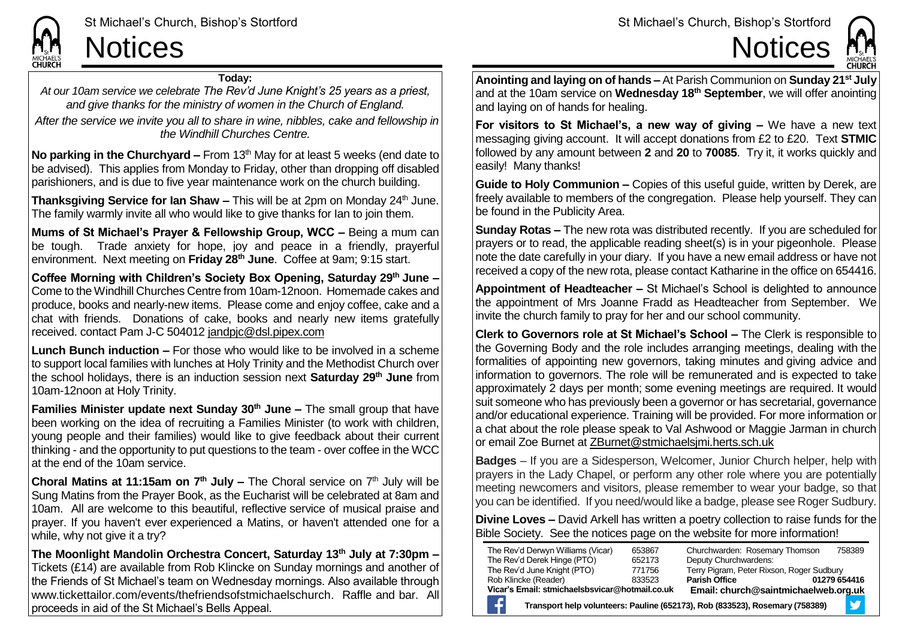# Notices

**Today:**

*At our 10am service we celebrate The Rev'd June Knight's 25 years as a priest, and give thanks for the ministry of women in the Church of England.*

*After the service we invite you all to share in wine, nibbles, cake and fellowship in the Windhill Churches Centre.*

**No parking in the Churchyard –** From 13th May for at least 5 weeks (end date to be advised). This applies from Monday to Friday, other than dropping off disabled parishioners, and is due to five year maintenance work on the church building.

**Thanksgiving Service for Ian Shaw –** This will be at 2pm on Monday 24th June. The family warmly invite all who would like to give thanks for Ian to join them.

**Mums of St Michael's Prayer & Fellowship Group, WCC –** Being a mum can be tough. Trade anxiety for hope, joy and peace in a friendly, prayerful environment. Next meeting on **Friday 28th June**. Coffee at 9am; 9:15 start.

**Coffee Morning with Children's Society Box Opening, Saturday 29th June –** Come to the Windhill Churches Centre from 10am-12noon. Homemade cakes and produce, books and nearly-new items. Please come and enjoy coffee, cake and a chat with friends. Donations of cake, books and nearly new items gratefully received. contact Pam J-C 504012 jandpjc@dsl.pipex.com

**Lunch Bunch induction –** For those who would like to be involved in a scheme to support local families with lunches at Holy Trinity and the Methodist Church over the school holidays, there is an induction session next **Saturday 29th June** from 10am-12noon at Holy Trinity.

**Families Minister update next Sunday 30th June –** The small group that have been working on the idea of recruiting a Families Minister (to work with children, young people and their families) would like to give feedback about their current thinking - and the opportunity to put questions to the team - over coffee in the WCC at the end of the 10am service.

**Choral Matins at 11:15am on 7th July –** The Choral service on 7th July will be Sung Matins from the Prayer Book, as the Eucharist will be celebrated at 8am and 10am. All are welcome to this beautiful, reflective service of musical praise and prayer. If you haven't ever experienced a Matins, or haven't attended one for a while, why not give it a try?

**The Moonlight Mandolin Orchestra Concert, Saturday 13th July at 7:30pm –** Tickets (£14) are available from Rob Klincke on Sunday mornings and another of the Friends of St Michael's team on Wednesday mornings. Also available through www.tickettailor.com/events/thefriendsofstmichaelschurch. Raffle and bar. All proceeds in aid of the St Michael's Bells Appeal.

**Anointing and laying on of hands –** At Parish Communion on **Sunday 21st July** and at the 10am service on **Wednesday 18th September**, we will offer anointing and laying on of hands for healing.

**For visitors to St Michael's, a new way of giving –** We have a new text messaging giving account. It will accept donations from £2 to £20. Text **STMIC** followed by any amount between **2** and **20** to **70085**. Try it, it works quickly and easily! Many thanks!

**Guide to Holy Communion –** Copies of this useful guide, written by Derek, are freely available to members of the congregation. Please help yourself. They can be found in the Publicity Area.

**Sunday Rotas –** The new rota was distributed recently. If you are scheduled for prayers or to read, the applicable reading sheet(s) is in your pigeonhole. Please note the date carefully in your diary. If you have a new email address or have not received a copy of the new rota, please contact Katharine in the office on 654416.

**Appointment of Headteacher –** St Michael's School is delighted to announce the appointment of Mrs Joanne Fradd as Headteacher from September. We invite the church family to pray for her and our school community.

**Clerk to Governors role at St Michael's School –** The Clerk is responsible to the Governing Body and the role includes arranging meetings, dealing with the formalities of appointing new governors, taking minutes and giving advice and information to governors. The role will be remunerated and is expected to take approximately 2 days per month; some evening meetings are required. It would suit someone who has previously been a governor or has secretarial, governance and/or educational experience. Training will be provided. For more information or a chat about the role please speak to Val Ashwood or Maggie Jarman in church or email Zoe Burnet at ZBurnet@stmichaelsjmi.herts.sch.uk

**Badges** – If you are a Sidesperson, Welcomer, Junior Church helper, help with prayers in the Lady Chapel, or perform any other role where you are potentially meeting newcomers and visitors, please remember to wear your badge, so that you can be identified. If you need/would like a badge, please see Roger Sudbury.

**Divine Loves –** David Arkell has written a poetry collection to raise funds for the Bible Society. See the notices page on the website for more information!

| | | | |
|---|---|---|---|
| The Rev'd Derwyn Williams (Vicar) | 653867 | Churchwarden: Rosemary Thomson | 758389 |
| The Rev'd Derek Hinge (PTO) | 652173 | Deputy Churchwardens: | |
| The Rev'd June Knight (PTO) | 771756 | Terry Pigram, Peter Rixson, Roger Sudbury | |
| Rob Klincke (Reader) | 833523 | **Parish Office** | **01279 654416** |
| **Vicar's Email: stmichaelsbsvicar@hotmail.co.uk** | | **Email: church@saintmichaelweb.org.uk** | |

**Transport help volunteers: Pauline (652173), Rob (833523), Rosemary (758389)**